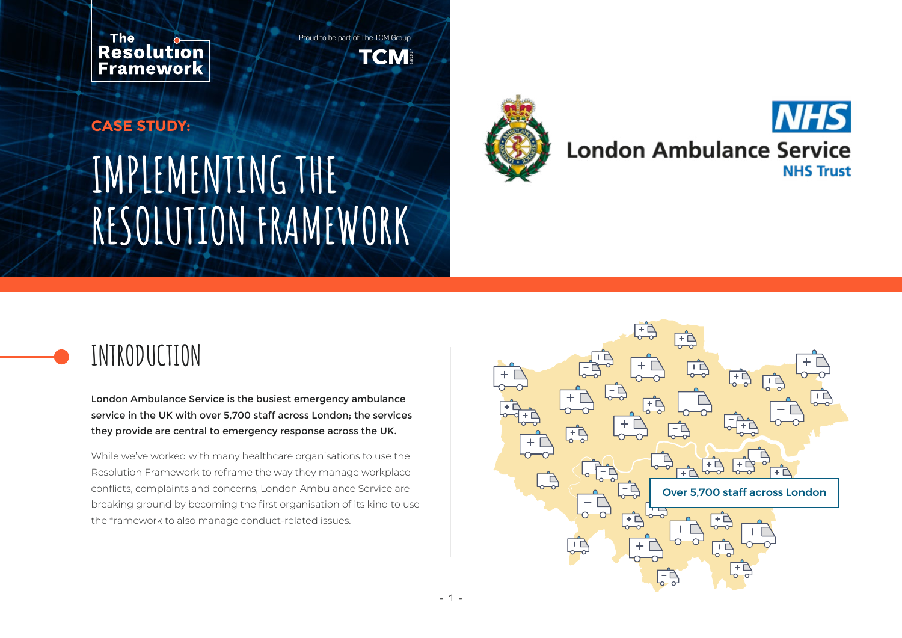The Resolution Framework

Proud to be part of The TCM Group.

**CASE STUDY:**

# IMPLEMENTING THE RESOLUTION FRAMEWORK

NHS London Ambulance Service NHS Trust

## INTRODUCTION

**London Ambulance Service is the busiest emergency ambulance service in the UK with over 5,700 staff across London; the services they provide are central to emergency response across the UK.**

While we've worked with many healthcare organisations to use the Resolution Framework to reframe the way they manage workplace conflicts, complaints and concerns, London Ambulance Service are breaking ground by becoming the first organisation of its kind to use the framework to also manage conduct-related issues.

Over 5,700 staff across London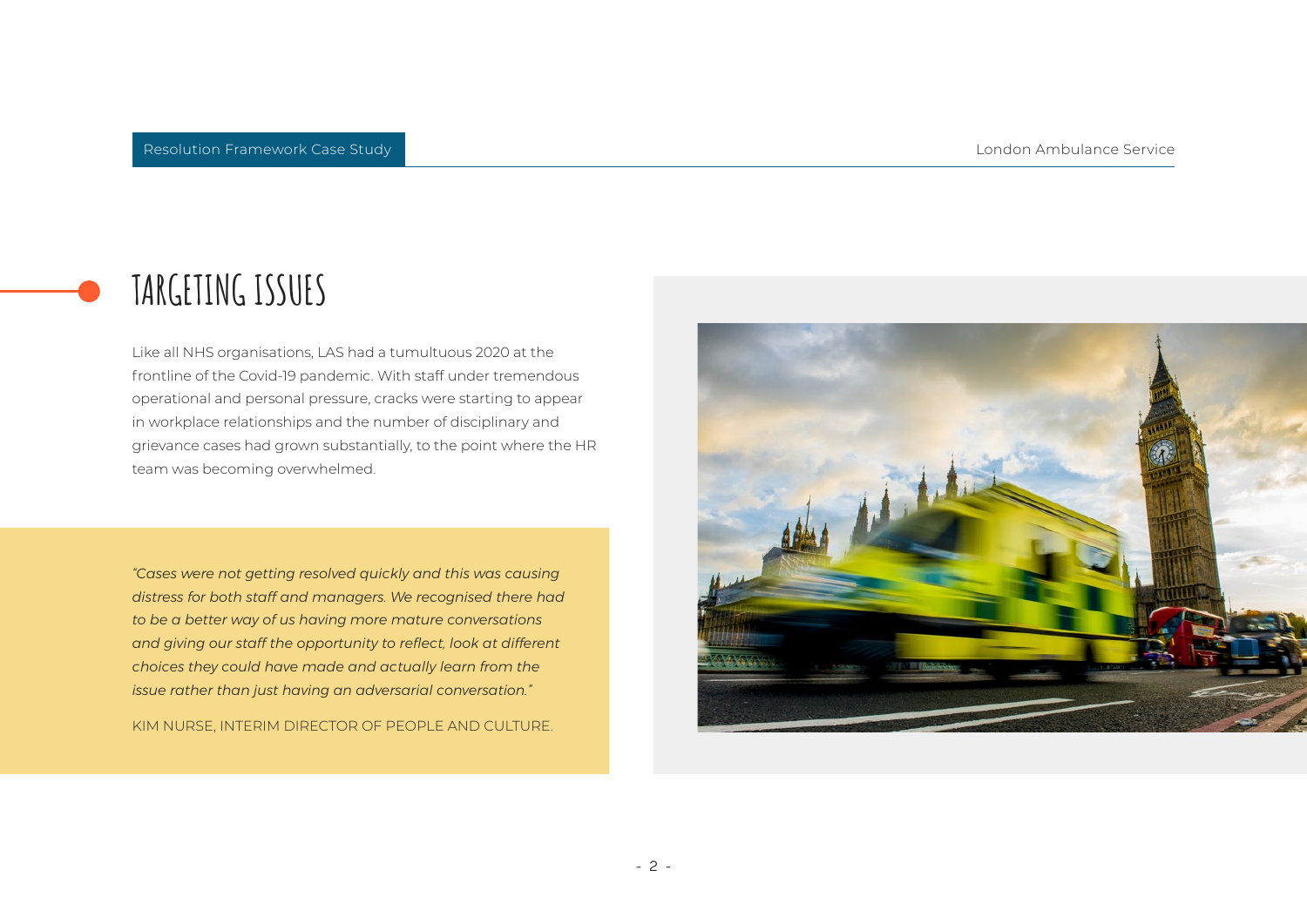# TARGETING ISSUES

Like all NHS organisations, LAS had a tumultuous 2020 at the frontline of the Covid-19 pandemic. With staff under tremendous operational and personal pressure, cracks were starting to appear in workplace relationships and the number of disciplinary and grievance cases had grown substantially, to the point where the HR team was becoming overwhelmed.

*"Cases were not getting resolved quickly and this was causing distress for both staff and managers. We recognised there had to be a better way of us having more mature conversations and giving our staff the opportunity to reflect, look at different choices they could have made and actually learn from the issue rather than just having an adversarial conversation."*

KIM NURSE, INTERIM DIRECTOR OF PEOPLE AND CULTURE.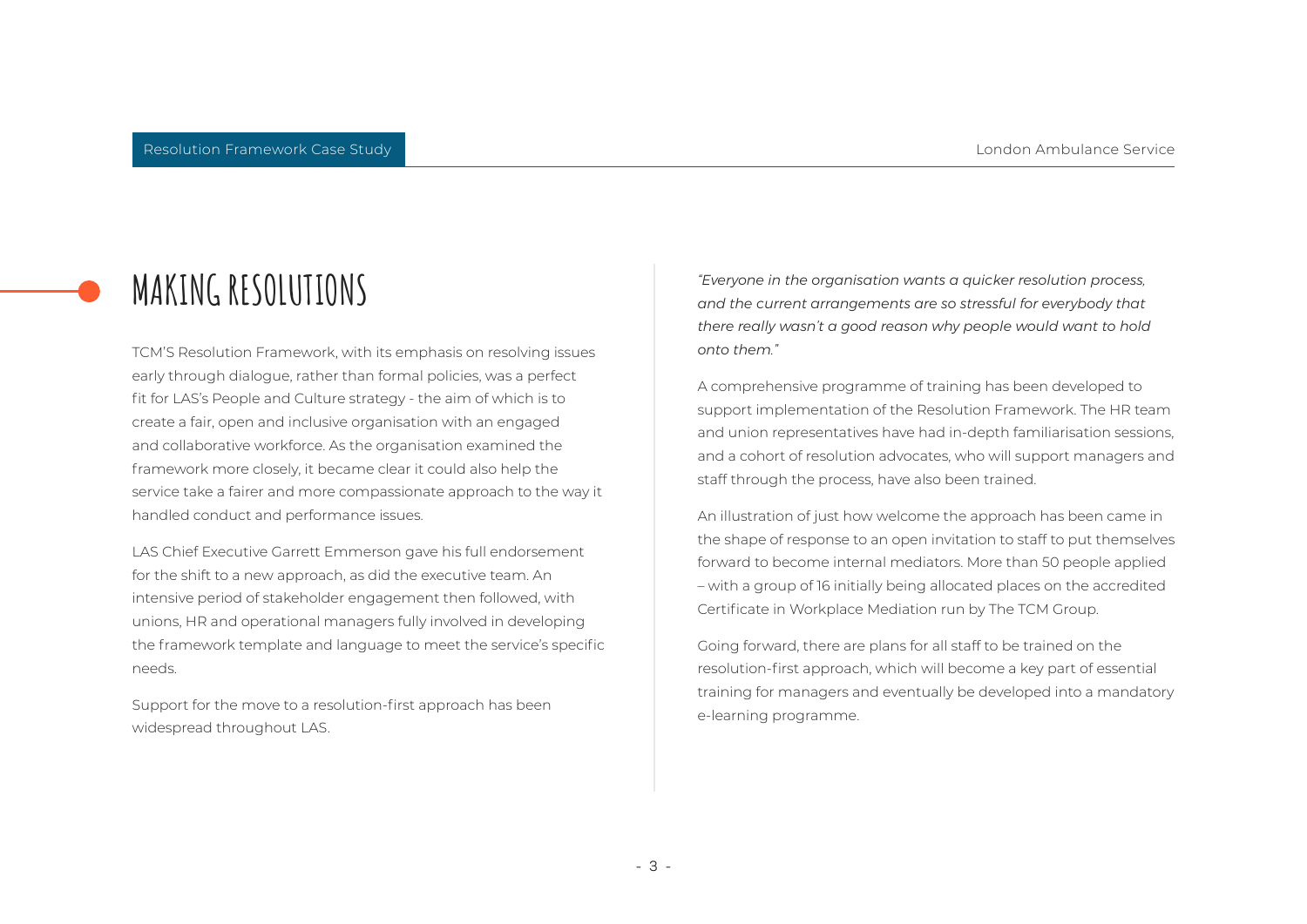# MAKING RESOLUTIONS

TCM'S Resolution Framework, with its emphasis on resolving issues early through dialogue, rather than formal policies, was a perfect fit for LAS's People and Culture strategy - the aim of which is to create a fair, open and inclusive organisation with an engaged and collaborative workforce. As the organisation examined the framework more closely, it became clear it could also help the service take a fairer and more compassionate approach to the way it handled conduct and performance issues.

LAS Chief Executive Garrett Emmerson gave his full endorsement for the shift to a new approach, as did the executive team. An intensive period of stakeholder engagement then followed, with unions, HR and operational managers fully involved in developing the framework template and language to meet the service's specific needs.

Support for the move to a resolution-first approach has been widespread throughout LAS.

*"Everyone in the organisation wants a quicker resolution process, and the current arrangements are so stressful for everybody that there really wasn't a good reason why people would want to hold onto them."*

A comprehensive programme of training has been developed to support implementation of the Resolution Framework. The HR team and union representatives have had in-depth familiarisation sessions, and a cohort of resolution advocates, who will support managers and staff through the process, have also been trained.

An illustration of just how welcome the approach has been came in the shape of response to an open invitation to staff to put themselves forward to become internal mediators. More than 50 people applied – with a group of 16 initially being allocated places on the accredited Certificate in Workplace Mediation run by The TCM Group.

Going forward, there are plans for all staff to be trained on the resolution-first approach, which will become a key part of essential training for managers and eventually be developed into a mandatory e-learning programme.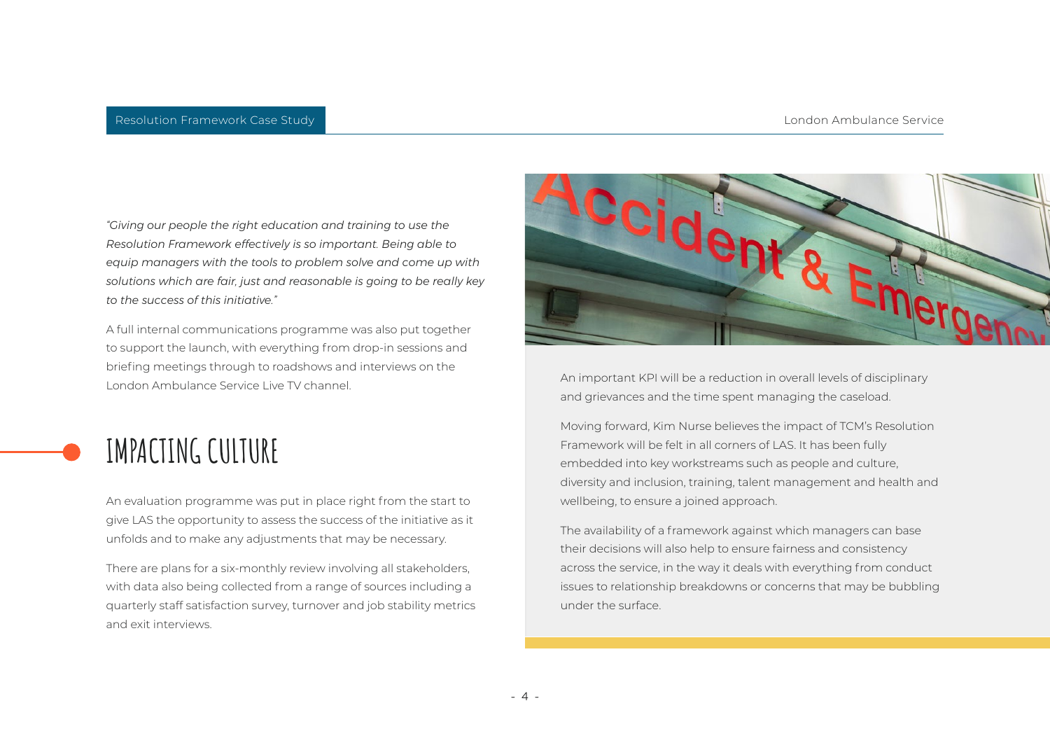*"Giving our people the right education and training to use the Resolution Framework effectively is so important. Being able to equip managers with the tools to problem solve and come up with solutions which are fair, just and reasonable is going to be really key to the success of this initiative."*

A full internal communications programme was also put together to support the launch, with everything from drop-in sessions and briefing meetings through to roadshows and interviews on the London Ambulance Service Live TV channel.

## IMPACTING CULTURE

An evaluation programme was put in place right from the start to give LAS the opportunity to assess the success of the initiative as it unfolds and to make any adjustments that may be necessary.

There are plans for a six-monthly review involving all stakeholders, with data also being collected from a range of sources including a quarterly staff satisfaction survey, turnover and job stability metrics and exit interviews.

An important KPI will be a reduction in overall levels of disciplinary and grievances and the time spent managing the caseload.

Moving forward, Kim Nurse believes the impact of TCM's Resolution Framework will be felt in all corners of LAS. It has been fully embedded into key workstreams such as people and culture, diversity and inclusion, training, talent management and health and wellbeing, to ensure a joined approach.

The availability of a framework against which managers can base their decisions will also help to ensure fairness and consistency across the service, in the way it deals with everything from conduct issues to relationship breakdowns or concerns that may be bubbling under the surface.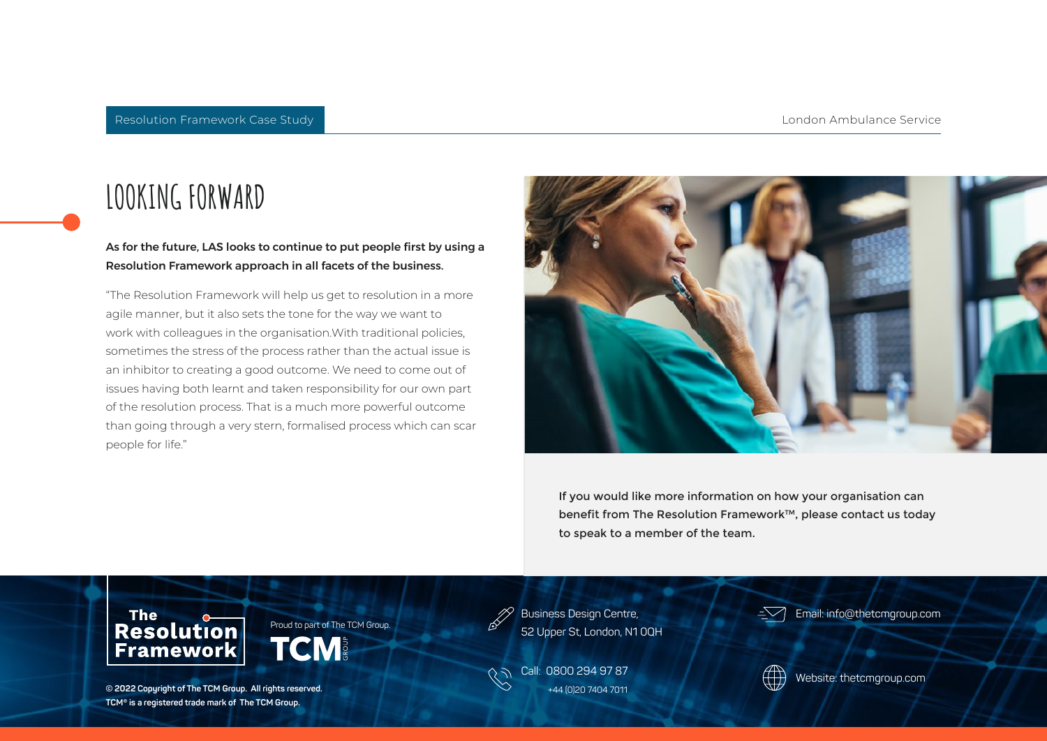# LOOKING FORWARD

**As for the future, LAS looks to continue to put people first by using a Resolution Framework approach in all facets of the business.**

"The Resolution Framework will help us get to resolution in a more agile manner, but it also sets the tone for the way we want to work with colleagues in the organisation.With traditional policies, sometimes the stress of the process rather than the actual issue is an inhibitor to creating a good outcome. We need to come out of issues having both learnt and taken responsibility for our own part of the resolution process. That is a much more powerful outcome than going through a very stern, formalised process which can scar people for life."

**If you would like more information on how your organisation can benefit from The Resolution Framework™, please contact us today to speak to a member of the team.**

The Resolution Framework

Proud to part of The TCM Group.

TCM GROUP

**© 2022 Copyright of The TCM Group. All rights reserved.**
**TCM® is a registered trade mark of The TCM Group.**

Business Design Centre,
52 Upper St, London, N1 0QH

Call: 0800 294 97 87
+44 (0)20 7404 7011

Email: info@thetcmgroup.com

Website: thetcmgroup.com